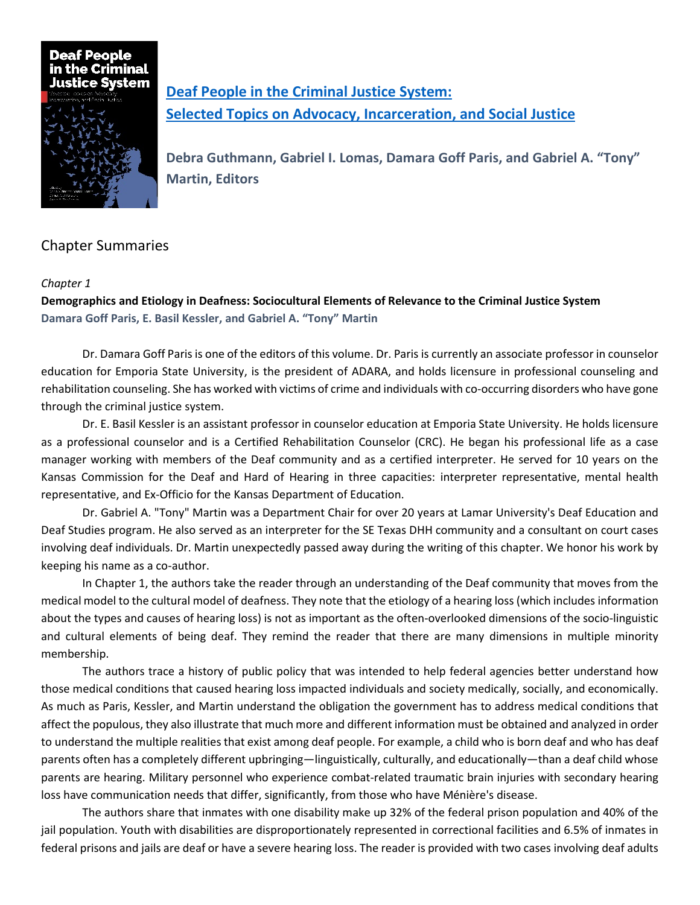# [Deaf People in the Criminal Justice System: Selected Topics on Advocacy, Incarceration, and Social Justice]

**Debra Guthmann, Gabriel I. Lomas, Damara Goff Paris, and Gabriel A. "Tony" Martin, Editors**

## Chapter Summaries

*Chapter 1*

**Demographics and Etiology in Deafness: Sociocultural Elements of Relevance to the Criminal Justice System**

**Damara Goff Paris, E. Basil Kessler, and Gabriel A. "Tony" Martin**

Dr. Damara Goff Paris is one of the editors of this volume. Dr. Paris is currently an associate professor in counselor education for Emporia State University, is the president of ADARA, and holds licensure in professional counseling and rehabilitation counseling. She has worked with victims of crime and individuals with co-occurring disorders who have gone through the criminal justice system.

Dr. E. Basil Kessler is an assistant professor in counselor education at Emporia State University. He holds licensure as a professional counselor and is a Certified Rehabilitation Counselor (CRC). He began his professional life as a case manager working with members of the Deaf community and as a certified interpreter. He served for 10 years on the Kansas Commission for the Deaf and Hard of Hearing in three capacities: interpreter representative, mental health representative, and Ex-Officio for the Kansas Department of Education.

Dr. Gabriel A. "Tony" Martin was a Department Chair for over 20 years at Lamar University's Deaf Education and Deaf Studies program. He also served as an interpreter for the SE Texas DHH community and a consultant on court cases involving deaf individuals. Dr. Martin unexpectedly passed away during the writing of this chapter. We honor his work by keeping his name as a co-author.

In Chapter 1, the authors take the reader through an understanding of the Deaf community that moves from the medical model to the cultural model of deafness. They note that the etiology of a hearing loss (which includes information about the types and causes of hearing loss) is not as important as the often-overlooked dimensions of the socio-linguistic and cultural elements of being deaf. They remind the reader that there are many dimensions in multiple minority membership.

The authors trace a history of public policy that was intended to help federal agencies better understand how those medical conditions that caused hearing loss impacted individuals and society medically, socially, and economically. As much as Paris, Kessler, and Martin understand the obligation the government has to address medical conditions that affect the populous, they also illustrate that much more and different information must be obtained and analyzed in order to understand the multiple realities that exist among deaf people. For example, a child who is born deaf and who has deaf parents often has a completely different upbringing—linguistically, culturally, and educationally—than a deaf child whose parents are hearing. Military personnel who experience combat-related traumatic brain injuries with secondary hearing loss have communication needs that differ, significantly, from those who have Ménière's disease.

The authors share that inmates with one disability make up 32% of the federal prison population and 40% of the jail population. Youth with disabilities are disproportionately represented in correctional facilities and 6.5% of inmates in federal prisons and jails are deaf or have a severe hearing loss. The reader is provided with two cases involving deaf adults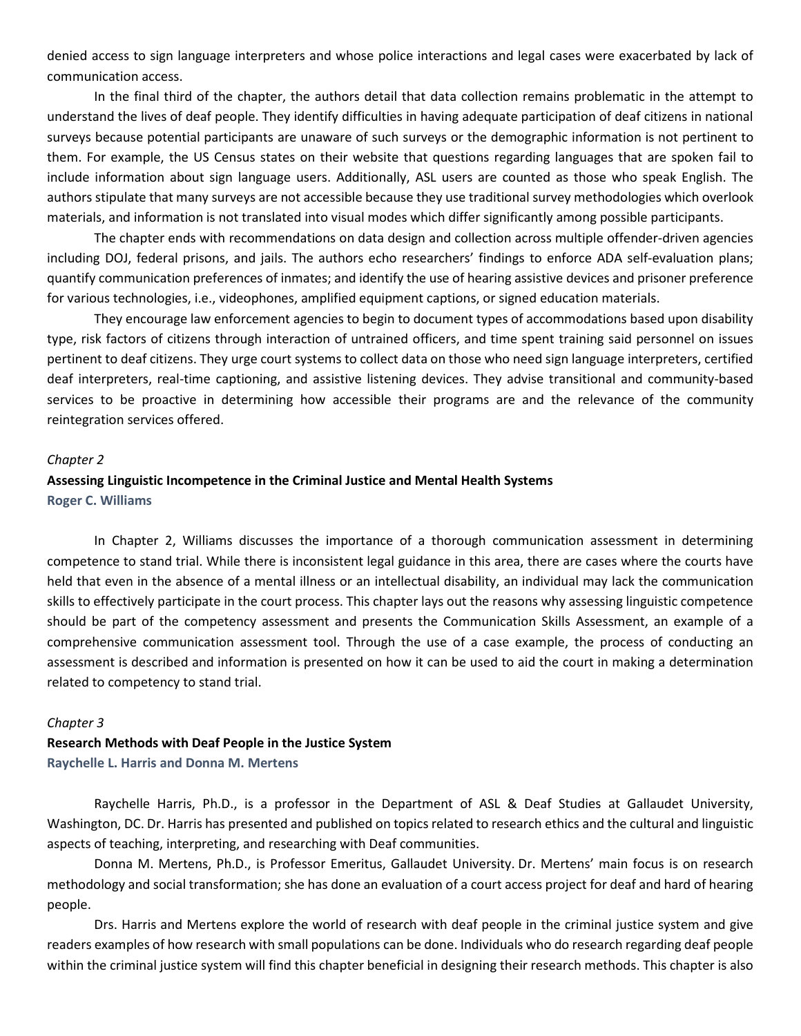denied access to sign language interpreters and whose police interactions and legal cases were exacerbated by lack of communication access.

In the final third of the chapter, the authors detail that data collection remains problematic in the attempt to understand the lives of deaf people. They identify difficulties in having adequate participation of deaf citizens in national surveys because potential participants are unaware of such surveys or the demographic information is not pertinent to them. For example, the US Census states on their website that questions regarding languages that are spoken fail to include information about sign language users. Additionally, ASL users are counted as those who speak English. The authors stipulate that many surveys are not accessible because they use traditional survey methodologies which overlook materials, and information is not translated into visual modes which differ significantly among possible participants.

The chapter ends with recommendations on data design and collection across multiple offender-driven agencies including DOJ, federal prisons, and jails. The authors echo researchers' findings to enforce ADA self-evaluation plans; quantify communication preferences of inmates; and identify the use of hearing assistive devices and prisoner preference for various technologies, i.e., videophones, amplified equipment captions, or signed education materials.

They encourage law enforcement agencies to begin to document types of accommodations based upon disability type, risk factors of citizens through interaction of untrained officers, and time spent training said personnel on issues pertinent to deaf citizens. They urge court systems to collect data on those who need sign language interpreters, certified deaf interpreters, real-time captioning, and assistive listening devices. They advise transitional and community-based services to be proactive in determining how accessible their programs are and the relevance of the community reintegration services offered.

*Chapter 2*

**Assessing Linguistic Incompetence in the Criminal Justice and Mental Health Systems**

**Roger C. Williams**

In Chapter 2, Williams discusses the importance of a thorough communication assessment in determining competence to stand trial. While there is inconsistent legal guidance in this area, there are cases where the courts have held that even in the absence of a mental illness or an intellectual disability, an individual may lack the communication skills to effectively participate in the court process. This chapter lays out the reasons why assessing linguistic competence should be part of the competency assessment and presents the Communication Skills Assessment, an example of a comprehensive communication assessment tool. Through the use of a case example, the process of conducting an assessment is described and information is presented on how it can be used to aid the court in making a determination related to competency to stand trial.

*Chapter 3*

**Research Methods with Deaf People in the Justice System**

**Raychelle L. Harris and Donna M. Mertens**

Raychelle Harris, Ph.D., is a professor in the Department of ASL & Deaf Studies at Gallaudet University, Washington, DC. Dr. Harris has presented and published on topics related to research ethics and the cultural and linguistic aspects of teaching, interpreting, and researching with Deaf communities.

Donna M. Mertens, Ph.D., is Professor Emeritus, Gallaudet University. Dr. Mertens' main focus is on research methodology and social transformation; she has done an evaluation of a court access project for deaf and hard of hearing people.

Drs. Harris and Mertens explore the world of research with deaf people in the criminal justice system and give readers examples of how research with small populations can be done. Individuals who do research regarding deaf people within the criminal justice system will find this chapter beneficial in designing their research methods. This chapter is also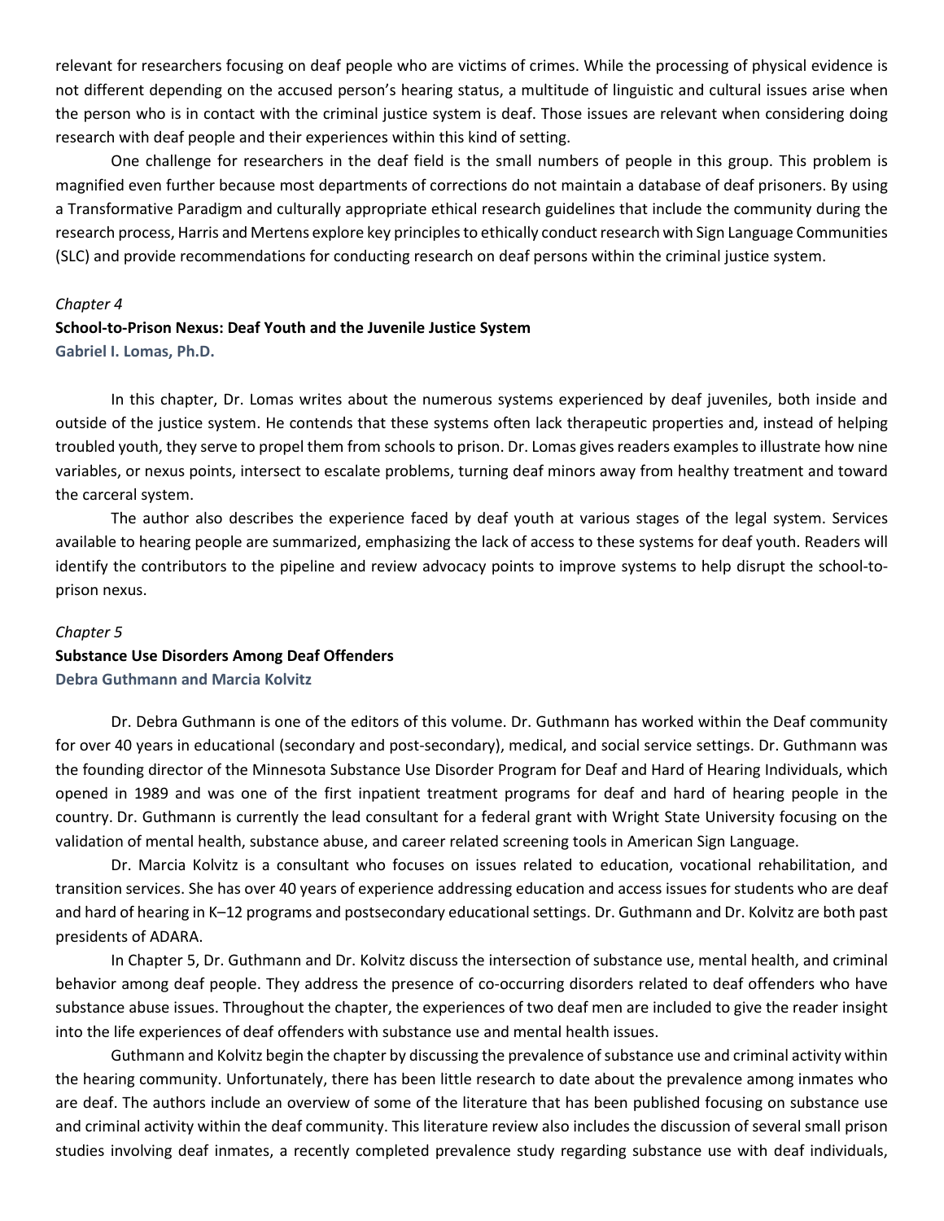relevant for researchers focusing on deaf people who are victims of crimes. While the processing of physical evidence is not different depending on the accused person's hearing status, a multitude of linguistic and cultural issues arise when the person who is in contact with the criminal justice system is deaf. Those issues are relevant when considering doing research with deaf people and their experiences within this kind of setting.

One challenge for researchers in the deaf field is the small numbers of people in this group. This problem is magnified even further because most departments of corrections do not maintain a database of deaf prisoners. By using a Transformative Paradigm and culturally appropriate ethical research guidelines that include the community during the research process, Harris and Mertens explore key principles to ethically conduct research with Sign Language Communities (SLC) and provide recommendations for conducting research on deaf persons within the criminal justice system.

*Chapter 4*

**School-to-Prison Nexus: Deaf Youth and the Juvenile Justice System**

**Gabriel I. Lomas, Ph.D.**

In this chapter, Dr. Lomas writes about the numerous systems experienced by deaf juveniles, both inside and outside of the justice system. He contends that these systems often lack therapeutic properties and, instead of helping troubled youth, they serve to propel them from schools to prison. Dr. Lomas gives readers examples to illustrate how nine variables, or nexus points, intersect to escalate problems, turning deaf minors away from healthy treatment and toward the carceral system.

The author also describes the experience faced by deaf youth at various stages of the legal system. Services available to hearing people are summarized, emphasizing the lack of access to these systems for deaf youth. Readers will identify the contributors to the pipeline and review advocacy points to improve systems to help disrupt the school-to-prison nexus.

*Chapter 5*

**Substance Use Disorders Among Deaf Offenders**

**Debra Guthmann and Marcia Kolvitz**

Dr. Debra Guthmann is one of the editors of this volume. Dr. Guthmann has worked within the Deaf community for over 40 years in educational (secondary and post-secondary), medical, and social service settings. Dr. Guthmann was the founding director of the Minnesota Substance Use Disorder Program for Deaf and Hard of Hearing Individuals, which opened in 1989 and was one of the first inpatient treatment programs for deaf and hard of hearing people in the country. Dr. Guthmann is currently the lead consultant for a federal grant with Wright State University focusing on the validation of mental health, substance abuse, and career related screening tools in American Sign Language.

Dr. Marcia Kolvitz is a consultant who focuses on issues related to education, vocational rehabilitation, and transition services. She has over 40 years of experience addressing education and access issues for students who are deaf and hard of hearing in K–12 programs and postsecondary educational settings. Dr. Guthmann and Dr. Kolvitz are both past presidents of ADARA.

In Chapter 5, Dr. Guthmann and Dr. Kolvitz discuss the intersection of substance use, mental health, and criminal behavior among deaf people. They address the presence of co-occurring disorders related to deaf offenders who have substance abuse issues. Throughout the chapter, the experiences of two deaf men are included to give the reader insight into the life experiences of deaf offenders with substance use and mental health issues.

Guthmann and Kolvitz begin the chapter by discussing the prevalence of substance use and criminal activity within the hearing community. Unfortunately, there has been little research to date about the prevalence among inmates who are deaf. The authors include an overview of some of the literature that has been published focusing on substance use and criminal activity within the deaf community. This literature review also includes the discussion of several small prison studies involving deaf inmates, a recently completed prevalence study regarding substance use with deaf individuals,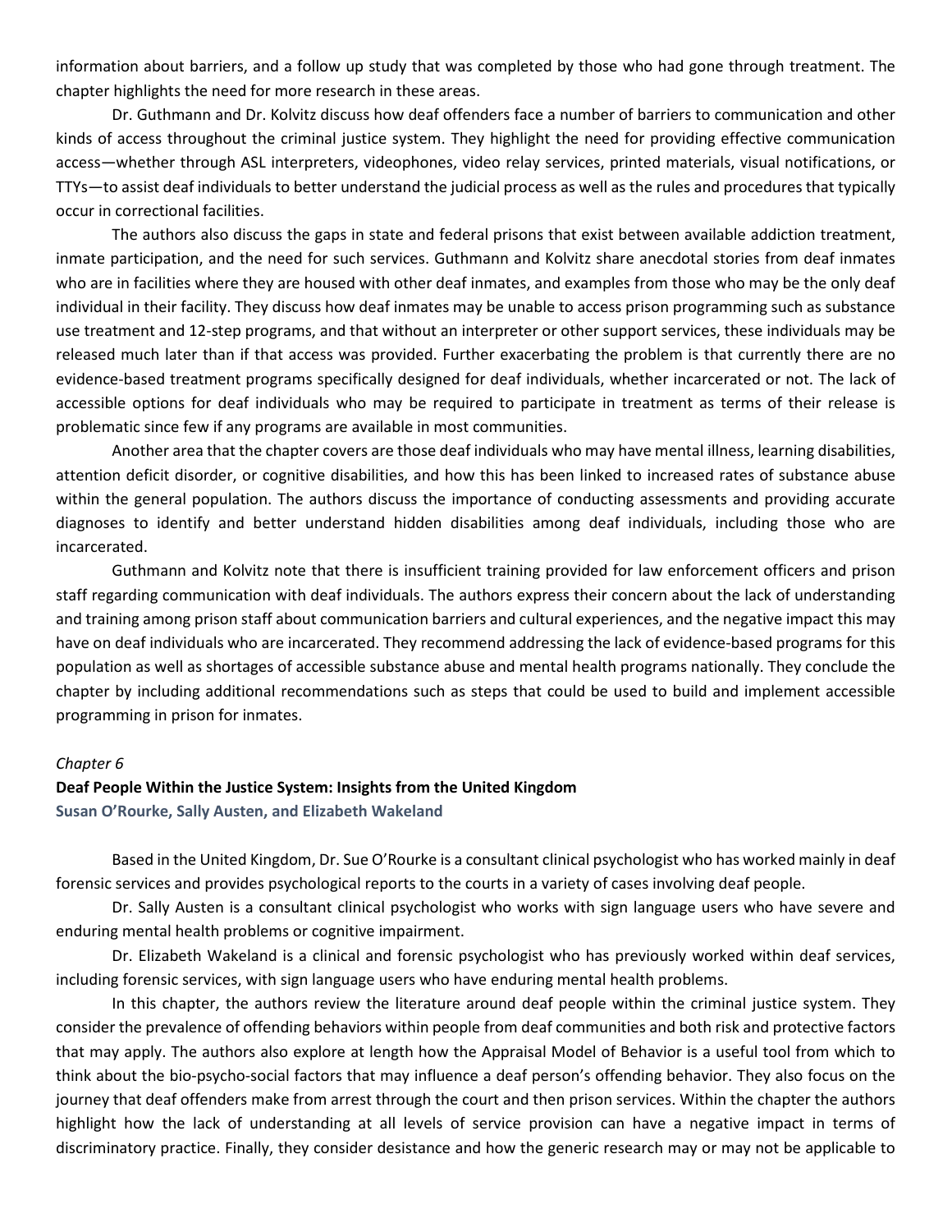information about barriers, and a follow up study that was completed by those who had gone through treatment. The chapter highlights the need for more research in these areas.

Dr. Guthmann and Dr. Kolvitz discuss how deaf offenders face a number of barriers to communication and other kinds of access throughout the criminal justice system. They highlight the need for providing effective communication access—whether through ASL interpreters, videophones, video relay services, printed materials, visual notifications, or TTYs—to assist deaf individuals to better understand the judicial process as well as the rules and procedures that typically occur in correctional facilities.

The authors also discuss the gaps in state and federal prisons that exist between available addiction treatment, inmate participation, and the need for such services. Guthmann and Kolvitz share anecdotal stories from deaf inmates who are in facilities where they are housed with other deaf inmates, and examples from those who may be the only deaf individual in their facility. They discuss how deaf inmates may be unable to access prison programming such as substance use treatment and 12-step programs, and that without an interpreter or other support services, these individuals may be released much later than if that access was provided. Further exacerbating the problem is that currently there are no evidence-based treatment programs specifically designed for deaf individuals, whether incarcerated or not. The lack of accessible options for deaf individuals who may be required to participate in treatment as terms of their release is problematic since few if any programs are available in most communities.

Another area that the chapter covers are those deaf individuals who may have mental illness, learning disabilities, attention deficit disorder, or cognitive disabilities, and how this has been linked to increased rates of substance abuse within the general population. The authors discuss the importance of conducting assessments and providing accurate diagnoses to identify and better understand hidden disabilities among deaf individuals, including those who are incarcerated.

Guthmann and Kolvitz note that there is insufficient training provided for law enforcement officers and prison staff regarding communication with deaf individuals. The authors express their concern about the lack of understanding and training among prison staff about communication barriers and cultural experiences, and the negative impact this may have on deaf individuals who are incarcerated. They recommend addressing the lack of evidence-based programs for this population as well as shortages of accessible substance abuse and mental health programs nationally. They conclude the chapter by including additional recommendations such as steps that could be used to build and implement accessible programming in prison for inmates.

*Chapter 6*

### Deaf People Within the Justice System: Insights from the United Kingdom

**Susan O'Rourke, Sally Austen, and Elizabeth Wakeland**

Based in the United Kingdom, Dr. Sue O'Rourke is a consultant clinical psychologist who has worked mainly in deaf forensic services and provides psychological reports to the courts in a variety of cases involving deaf people.

Dr. Sally Austen is a consultant clinical psychologist who works with sign language users who have severe and enduring mental health problems or cognitive impairment.

Dr. Elizabeth Wakeland is a clinical and forensic psychologist who has previously worked within deaf services, including forensic services, with sign language users who have enduring mental health problems.

In this chapter, the authors review the literature around deaf people within the criminal justice system. They consider the prevalence of offending behaviors within people from deaf communities and both risk and protective factors that may apply. The authors also explore at length how the Appraisal Model of Behavior is a useful tool from which to think about the bio-psycho-social factors that may influence a deaf person's offending behavior. They also focus on the journey that deaf offenders make from arrest through the court and then prison services. Within the chapter the authors highlight how the lack of understanding at all levels of service provision can have a negative impact in terms of discriminatory practice. Finally, they consider desistance and how the generic research may or may not be applicable to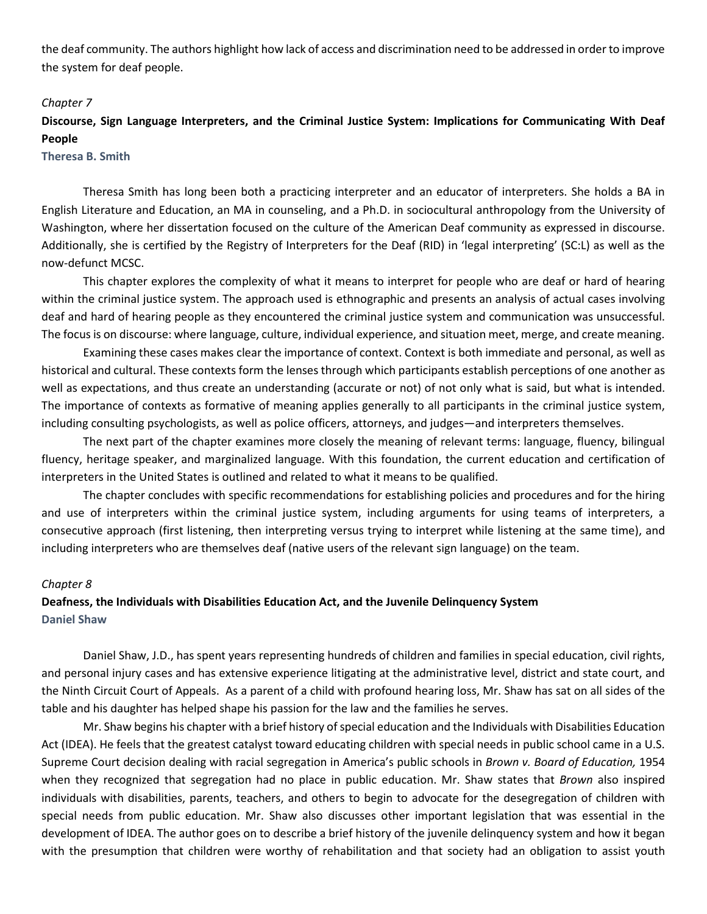the deaf community. The authors highlight how lack of access and discrimination need to be addressed in order to improve the system for deaf people.

*Chapter 7*

### Discourse, Sign Language Interpreters, and the Criminal Justice System: Implications for Communicating With Deaf People

**Theresa B. Smith**

Theresa Smith has long been both a practicing interpreter and an educator of interpreters. She holds a BA in English Literature and Education, an MA in counseling, and a Ph.D. in sociocultural anthropology from the University of Washington, where her dissertation focused on the culture of the American Deaf community as expressed in discourse. Additionally, she is certified by the Registry of Interpreters for the Deaf (RID) in 'legal interpreting' (SC:L) as well as the now-defunct MCSC.

This chapter explores the complexity of what it means to interpret for people who are deaf or hard of hearing within the criminal justice system. The approach used is ethnographic and presents an analysis of actual cases involving deaf and hard of hearing people as they encountered the criminal justice system and communication was unsuccessful. The focus is on discourse: where language, culture, individual experience, and situation meet, merge, and create meaning.

Examining these cases makes clear the importance of context. Context is both immediate and personal, as well as historical and cultural. These contexts form the lenses through which participants establish perceptions of one another as well as expectations, and thus create an understanding (accurate or not) of not only what is said, but what is intended. The importance of contexts as formative of meaning applies generally to all participants in the criminal justice system, including consulting psychologists, as well as police officers, attorneys, and judges—and interpreters themselves.

The next part of the chapter examines more closely the meaning of relevant terms: language, fluency, bilingual fluency, heritage speaker, and marginalized language. With this foundation, the current education and certification of interpreters in the United States is outlined and related to what it means to be qualified.

The chapter concludes with specific recommendations for establishing policies and procedures and for the hiring and use of interpreters within the criminal justice system, including arguments for using teams of interpreters, a consecutive approach (first listening, then interpreting versus trying to interpret while listening at the same time), and including interpreters who are themselves deaf (native users of the relevant sign language) on the team.

*Chapter 8*

### Deafness, the Individuals with Disabilities Education Act, and the Juvenile Delinquency System

**Daniel Shaw**

Daniel Shaw, J.D., has spent years representing hundreds of children and families in special education, civil rights, and personal injury cases and has extensive experience litigating at the administrative level, district and state court, and the Ninth Circuit Court of Appeals. As a parent of a child with profound hearing loss, Mr. Shaw has sat on all sides of the table and his daughter has helped shape his passion for the law and the families he serves.

Mr. Shaw begins his chapter with a brief history of special education and the Individuals with Disabilities Education Act (IDEA). He feels that the greatest catalyst toward educating children with special needs in public school came in a U.S. Supreme Court decision dealing with racial segregation in America's public schools in *Brown v. Board of Education,* 1954 when they recognized that segregation had no place in public education. Mr. Shaw states that *Brown* also inspired individuals with disabilities, parents, teachers, and others to begin to advocate for the desegregation of children with special needs from public education. Mr. Shaw also discusses other important legislation that was essential in the development of IDEA. The author goes on to describe a brief history of the juvenile delinquency system and how it began with the presumption that children were worthy of rehabilitation and that society had an obligation to assist youth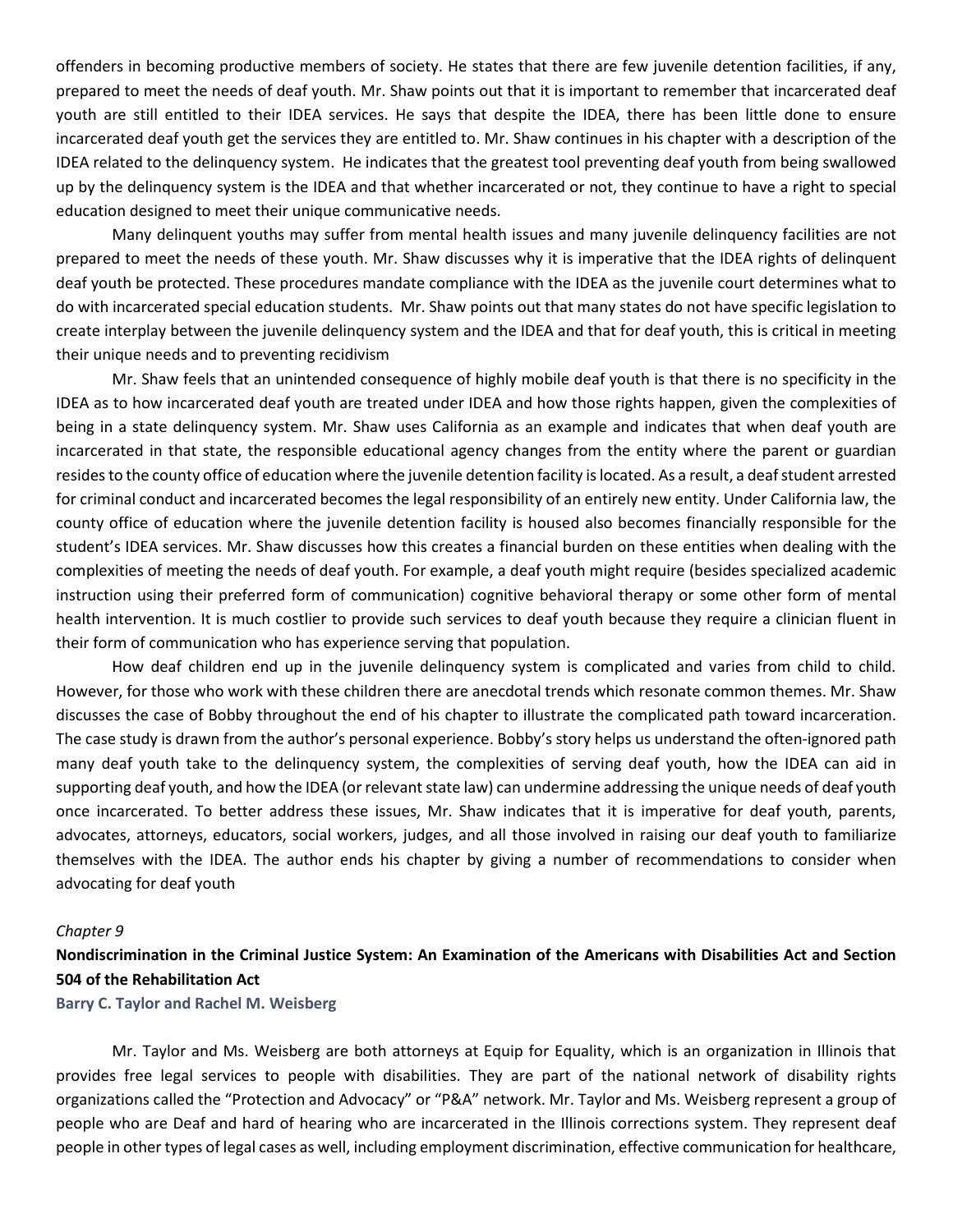offenders in becoming productive members of society. He states that there are few juvenile detention facilities, if any, prepared to meet the needs of deaf youth. Mr. Shaw points out that it is important to remember that incarcerated deaf youth are still entitled to their IDEA services. He says that despite the IDEA, there has been little done to ensure incarcerated deaf youth get the services they are entitled to. Mr. Shaw continues in his chapter with a description of the IDEA related to the delinquency system. He indicates that the greatest tool preventing deaf youth from being swallowed up by the delinquency system is the IDEA and that whether incarcerated or not, they continue to have a right to special education designed to meet their unique communicative needs.

Many delinquent youths may suffer from mental health issues and many juvenile delinquency facilities are not prepared to meet the needs of these youth. Mr. Shaw discusses why it is imperative that the IDEA rights of delinquent deaf youth be protected. These procedures mandate compliance with the IDEA as the juvenile court determines what to do with incarcerated special education students. Mr. Shaw points out that many states do not have specific legislation to create interplay between the juvenile delinquency system and the IDEA and that for deaf youth, this is critical in meeting their unique needs and to preventing recidivism

Mr. Shaw feels that an unintended consequence of highly mobile deaf youth is that there is no specificity in the IDEA as to how incarcerated deaf youth are treated under IDEA and how those rights happen, given the complexities of being in a state delinquency system. Mr. Shaw uses California as an example and indicates that when deaf youth are incarcerated in that state, the responsible educational agency changes from the entity where the parent or guardian resides to the county office of education where the juvenile detention facility is located. As a result, a deaf student arrested for criminal conduct and incarcerated becomes the legal responsibility of an entirely new entity. Under California law, the county office of education where the juvenile detention facility is housed also becomes financially responsible for the student's IDEA services. Mr. Shaw discusses how this creates a financial burden on these entities when dealing with the complexities of meeting the needs of deaf youth. For example, a deaf youth might require (besides specialized academic instruction using their preferred form of communication) cognitive behavioral therapy or some other form of mental health intervention. It is much costlier to provide such services to deaf youth because they require a clinician fluent in their form of communication who has experience serving that population.

How deaf children end up in the juvenile delinquency system is complicated and varies from child to child. However, for those who work with these children there are anecdotal trends which resonate common themes. Mr. Shaw discusses the case of Bobby throughout the end of his chapter to illustrate the complicated path toward incarceration. The case study is drawn from the author's personal experience. Bobby's story helps us understand the often-ignored path many deaf youth take to the delinquency system, the complexities of serving deaf youth, how the IDEA can aid in supporting deaf youth, and how the IDEA (or relevant state law) can undermine addressing the unique needs of deaf youth once incarcerated. To better address these issues, Mr. Shaw indicates that it is imperative for deaf youth, parents, advocates, attorneys, educators, social workers, judges, and all those involved in raising our deaf youth to familiarize themselves with the IDEA. The author ends his chapter by giving a number of recommendations to consider when advocating for deaf youth

*Chapter 9*

### Nondiscrimination in the Criminal Justice System: An Examination of the Americans with Disabilities Act and Section 504 of the Rehabilitation Act

**Barry C. Taylor and Rachel M. Weisberg**

Mr. Taylor and Ms. Weisberg are both attorneys at Equip for Equality, which is an organization in Illinois that provides free legal services to people with disabilities. They are part of the national network of disability rights organizations called the "Protection and Advocacy" or "P&A" network. Mr. Taylor and Ms. Weisberg represent a group of people who are Deaf and hard of hearing who are incarcerated in the Illinois corrections system. They represent deaf people in other types of legal cases as well, including employment discrimination, effective communication for healthcare,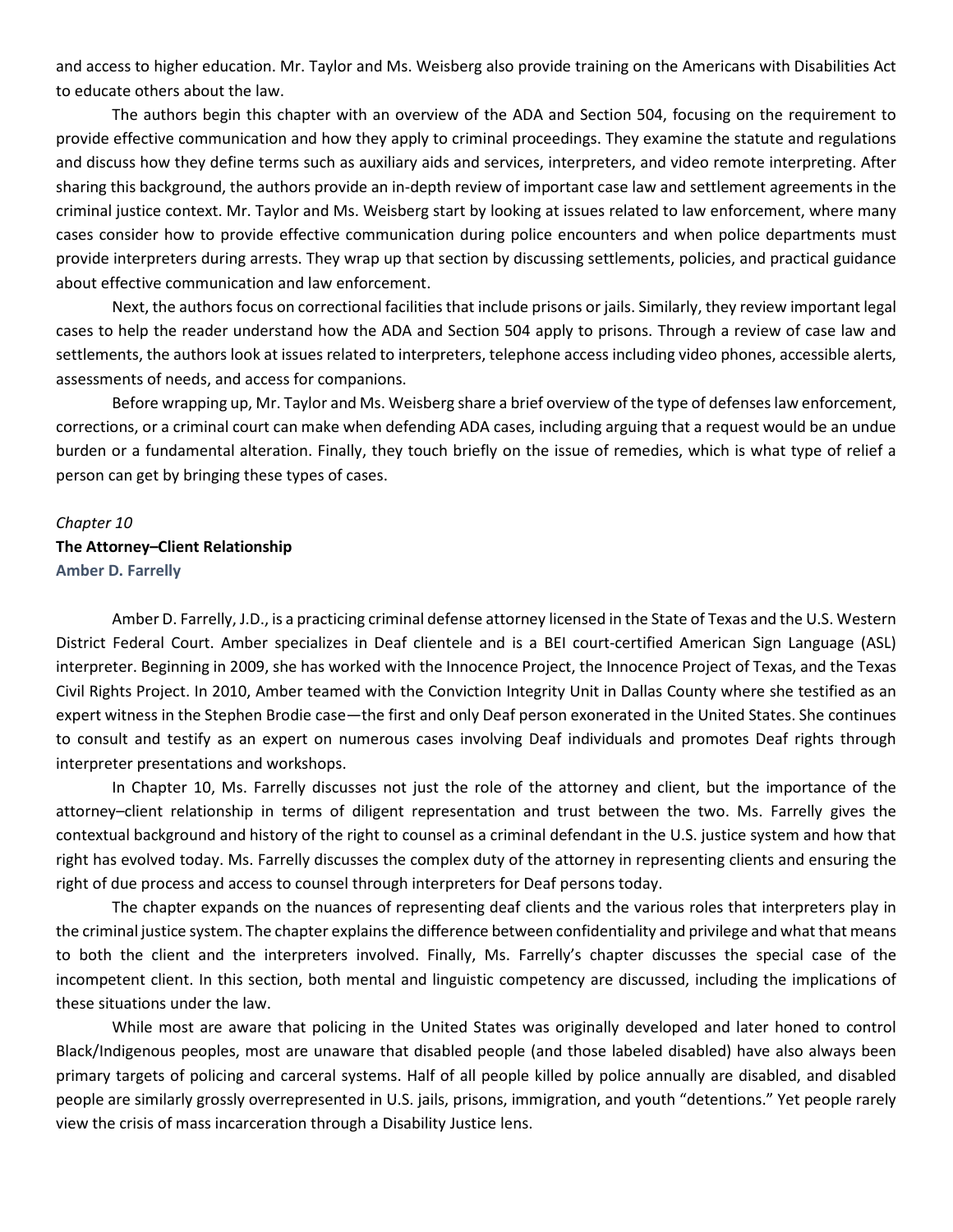and access to higher education. Mr. Taylor and Ms. Weisberg also provide training on the Americans with Disabilities Act to educate others about the law.

The authors begin this chapter with an overview of the ADA and Section 504, focusing on the requirement to provide effective communication and how they apply to criminal proceedings. They examine the statute and regulations and discuss how they define terms such as auxiliary aids and services, interpreters, and video remote interpreting. After sharing this background, the authors provide an in-depth review of important case law and settlement agreements in the criminal justice context. Mr. Taylor and Ms. Weisberg start by looking at issues related to law enforcement, where many cases consider how to provide effective communication during police encounters and when police departments must provide interpreters during arrests. They wrap up that section by discussing settlements, policies, and practical guidance about effective communication and law enforcement.

Next, the authors focus on correctional facilities that include prisons or jails. Similarly, they review important legal cases to help the reader understand how the ADA and Section 504 apply to prisons. Through a review of case law and settlements, the authors look at issues related to interpreters, telephone access including video phones, accessible alerts, assessments of needs, and access for companions.

Before wrapping up, Mr. Taylor and Ms. Weisberg share a brief overview of the type of defenses law enforcement, corrections, or a criminal court can make when defending ADA cases, including arguing that a request would be an undue burden or a fundamental alteration. Finally, they touch briefly on the issue of remedies, which is what type of relief a person can get by bringing these types of cases.

*Chapter 10*

**The Attorney–Client Relationship**

**Amber D. Farrelly**

Amber D. Farrelly, J.D., is a practicing criminal defense attorney licensed in the State of Texas and the U.S. Western District Federal Court. Amber specializes in Deaf clientele and is a BEI court-certified American Sign Language (ASL) interpreter. Beginning in 2009, she has worked with the Innocence Project, the Innocence Project of Texas, and the Texas Civil Rights Project. In 2010, Amber teamed with the Conviction Integrity Unit in Dallas County where she testified as an expert witness in the Stephen Brodie case—the first and only Deaf person exonerated in the United States. She continues to consult and testify as an expert on numerous cases involving Deaf individuals and promotes Deaf rights through interpreter presentations and workshops.

In Chapter 10, Ms. Farrelly discusses not just the role of the attorney and client, but the importance of the attorney–client relationship in terms of diligent representation and trust between the two. Ms. Farrelly gives the contextual background and history of the right to counsel as a criminal defendant in the U.S. justice system and how that right has evolved today. Ms. Farrelly discusses the complex duty of the attorney in representing clients and ensuring the right of due process and access to counsel through interpreters for Deaf persons today.

The chapter expands on the nuances of representing deaf clients and the various roles that interpreters play in the criminal justice system. The chapter explains the difference between confidentiality and privilege and what that means to both the client and the interpreters involved. Finally, Ms. Farrelly's chapter discusses the special case of the incompetent client. In this section, both mental and linguistic competency are discussed, including the implications of these situations under the law.

While most are aware that policing in the United States was originally developed and later honed to control Black/Indigenous peoples, most are unaware that disabled people (and those labeled disabled) have also always been primary targets of policing and carceral systems. Half of all people killed by police annually are disabled, and disabled people are similarly grossly overrepresented in U.S. jails, prisons, immigration, and youth "detentions." Yet people rarely view the crisis of mass incarceration through a Disability Justice lens.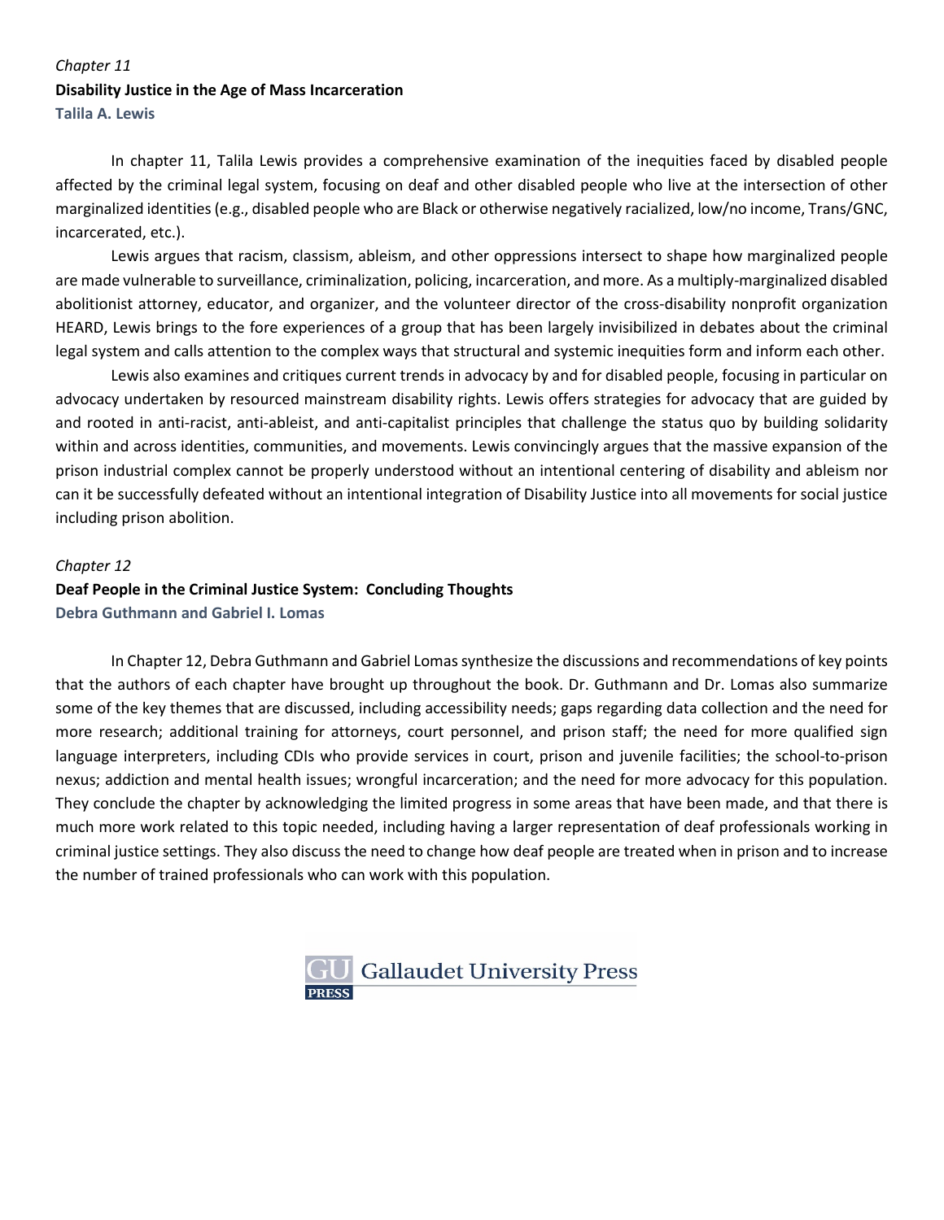*Chapter 11*

**Disability Justice in the Age of Mass Incarceration**

**Talila A. Lewis**

In chapter 11, Talila Lewis provides a comprehensive examination of the inequities faced by disabled people affected by the criminal legal system, focusing on deaf and other disabled people who live at the intersection of other marginalized identities (e.g., disabled people who are Black or otherwise negatively racialized, low/no income, Trans/GNC, incarcerated, etc.).

Lewis argues that racism, classism, ableism, and other oppressions intersect to shape how marginalized people are made vulnerable to surveillance, criminalization, policing, incarceration, and more. As a multiply-marginalized disabled abolitionist attorney, educator, and organizer, and the volunteer director of the cross-disability nonprofit organization HEARD, Lewis brings to the fore experiences of a group that has been largely invisibilized in debates about the criminal legal system and calls attention to the complex ways that structural and systemic inequities form and inform each other.

Lewis also examines and critiques current trends in advocacy by and for disabled people, focusing in particular on advocacy undertaken by resourced mainstream disability rights. Lewis offers strategies for advocacy that are guided by and rooted in anti-racist, anti-ableist, and anti-capitalist principles that challenge the status quo by building solidarity within and across identities, communities, and movements. Lewis convincingly argues that the massive expansion of the prison industrial complex cannot be properly understood without an intentional centering of disability and ableism nor can it be successfully defeated without an intentional integration of Disability Justice into all movements for social justice including prison abolition.

*Chapter 12*

**Deaf People in the Criminal Justice System: Concluding Thoughts**

**Debra Guthmann and Gabriel I. Lomas**

In Chapter 12, Debra Guthmann and Gabriel Lomas synthesize the discussions and recommendations of key points that the authors of each chapter have brought up throughout the book. Dr. Guthmann and Dr. Lomas also summarize some of the key themes that are discussed, including accessibility needs; gaps regarding data collection and the need for more research; additional training for attorneys, court personnel, and prison staff; the need for more qualified sign language interpreters, including CDIs who provide services in court, prison and juvenile facilities; the school-to-prison nexus; addiction and mental health issues; wrongful incarceration; and the need for more advocacy for this population. They conclude the chapter by acknowledging the limited progress in some areas that have been made, and that there is much more work related to this topic needed, including having a larger representation of deaf professionals working in criminal justice settings. They also discuss the need to change how deaf people are treated when in prison and to increase the number of trained professionals who can work with this population.

GU PRESS Gallaudet University Press